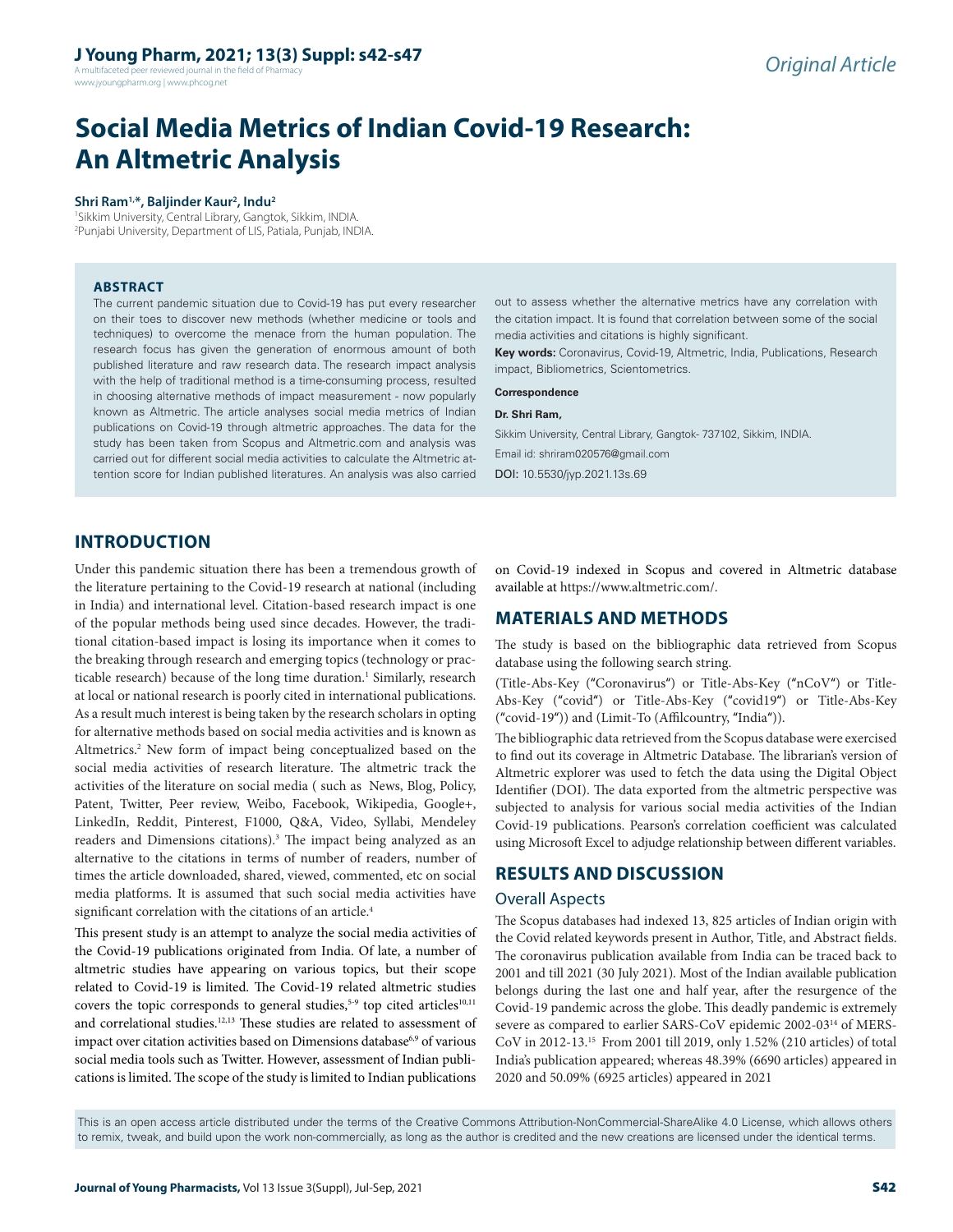Original Article

# Social Media Metrics of Indian Covid-19 Research: An Altmetric Analysis

**Shri Ram[1,*], Baljinder Kaur[2], Indu[2]**

[1]Sikkim University, Central Library, Gangtok, Sikkim, INDIA.
[2]Punjabi University, Department of LIS, Patiala, Punjab, INDIA.

## ABSTRACT

The current pandemic situation due to Covid-19 has put every researcher on their toes to discover new methods (whether medicine or tools and techniques) to overcome the menace from the human population. The research focus has given the generation of enormous amount of both published literature and raw research data. The research impact analysis with the help of traditional method is a time-consuming process, resulted in choosing alternative methods of impact measurement - now popularly known as Altmetric. The article analyses social media metrics of Indian publications on Covid-19 through altmetric approaches. The data for the study has been taken from Scopus and Altmetric.com and analysis was carried out for different social media activities to calculate the Altmetric attention score for Indian published literatures. An analysis was also carried out to assess whether the alternative metrics have any correlation with the citation impact. It is found that correlation between some of the social media activities and citations is highly significant.

**Key words:** Coronavirus, Covid-19, Altmetric, India, Publications, Research impact, Bibliometrics, Scientometrics.

**Correspondence**

**Dr. Shri Ram,**

Sikkim University, Central Library, Gangtok- 737102, Sikkim, INDIA.

Email id: shriram020576@gmail.com

DOI: 10.5530/jyp.2021.13s.69

## INTRODUCTION

Under this pandemic situation there has been a tremendous growth of the literature pertaining to the Covid-19 research at national (including in India) and international level. Citation-based research impact is one of the popular methods being used since decades. However, the traditional citation-based impact is losing its importance when it comes to the breaking through research and emerging topics (technology or practicable research) because of the long time duration.[1] Similarly, research at local or national research is poorly cited in international publications. As a result much interest is being taken by the research scholars in opting for alternative methods based on social media activities and is known as Altmetrics.[2] New form of impact being conceptualized based on the social media activities of research literature. The altmetric track the activities of the literature on social media ( such as News, Blog, Policy, Patent, Twitter, Peer review, Weibo, Facebook, Wikipedia, Google+, LinkedIn, Reddit, Pinterest, F1000, Q&A, Video, Syllabi, Mendeley readers and Dimensions citations).[3] The impact being analyzed as an alternative to the citations in terms of number of readers, number of times the article downloaded, shared, viewed, commented, etc on social media platforms. It is assumed that such social media activities have significant correlation with the citations of an article.[4]

This present study is an attempt to analyze the social media activities of the Covid-19 publications originated from India. Of late, a number of altmetric studies have appearing on various topics, but their scope related to Covid-19 is limited. The Covid-19 related altmetric studies covers the topic corresponds to general studies,[5-9] top cited articles[10,11] and correlational studies.[12,13] These studies are related to assessment of impact over citation activities based on Dimensions database[6,9] of various social media tools such as Twitter. However, assessment of Indian publications is limited. The scope of the study is limited to Indian publications on Covid-19 indexed in Scopus and covered in Altmetric database available at https://www.altmetric.com/.

## MATERIALS AND METHODS

The study is based on the bibliographic data retrieved from Scopus database using the following search string.

(Title-Abs-Key ("Coronavirus") or Title-Abs-Key ("nCoV") or Title-Abs-Key ("covid") or Title-Abs-Key ("covid19") or Title-Abs-Key ("covid-19")) and (Limit-To (Affilcountry, "India")).

The bibliographic data retrieved from the Scopus database were exercised to find out its coverage in Altmetric Database. The librarian's version of Altmetric explorer was used to fetch the data using the Digital Object Identifier (DOI). The data exported from the altmetric perspective was subjected to analysis for various social media activities of the Indian Covid-19 publications. Pearson's correlation coefficient was calculated using Microsoft Excel to adjudge relationship between different variables.

## RESULTS AND DISCUSSION

### Overall Aspects

The Scopus databases had indexed 13, 825 articles of Indian origin with the Covid related keywords present in Author, Title, and Abstract fields. The coronavirus publication available from India can be traced back to 2001 and till 2021 (30 July 2021). Most of the Indian available publication belongs during the last one and half year, after the resurgence of the Covid-19 pandemic across the globe. This deadly pandemic is extremely severe as compared to earlier SARS-CoV epidemic 2002-03[14] of MERS-CoV in 2012-13.[15] From 2001 till 2019, only 1.52% (210 articles) of total India's publication appeared; whereas 48.39% (6690 articles) appeared in 2020 and 50.09% (6925 articles) appeared in 2021

This is an open access article distributed under the terms of the Creative Commons Attribution-NonCommercial-ShareAlike 4.0 License, which allows others to remix, tweak, and build upon the work non-commercially, as long as the author is credited and the new creations are licensed under the identical terms.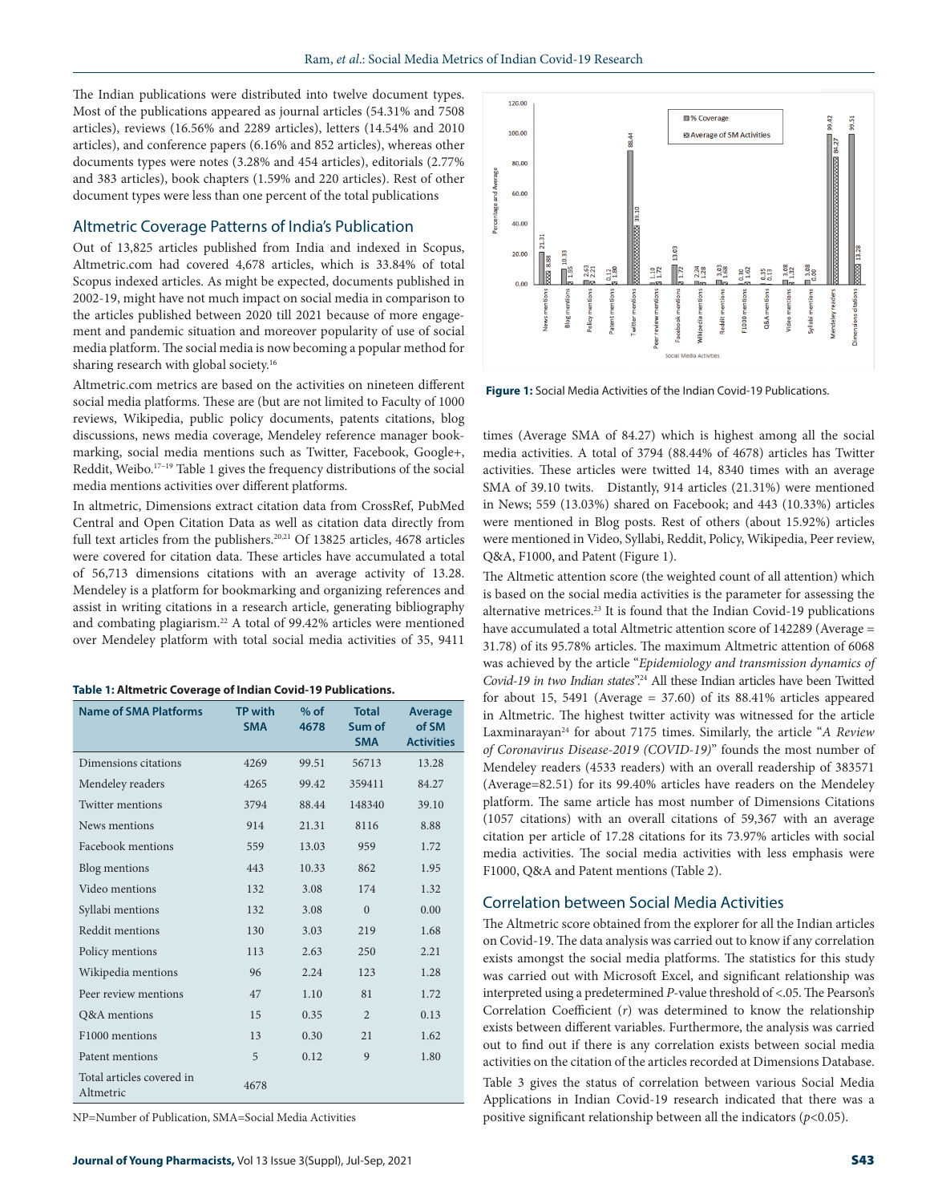The Indian publications were distributed into twelve document types. Most of the publications appeared as journal articles (54.31% and 7508 articles), reviews (16.56% and 2289 articles), letters (14.54% and 2010 articles), and conference papers (6.16% and 852 articles), whereas other documents types were notes (3.28% and 454 articles), editorials (2.77% and 383 articles), book chapters (1.59% and 220 articles). Rest of other document types were less than one percent of the total publications

## Altmetric Coverage Patterns of India's Publication

Out of 13,825 articles published from India and indexed in Scopus, Altmetric.com had covered 4,678 articles, which is 33.84% of total Scopus indexed articles. As might be expected, documents published in 2002-19, might have not much impact on social media in comparison to the articles published between 2020 till 2021 because of more engagement and pandemic situation and moreover popularity of use of social media platform. The social media is now becoming a popular method for sharing research with global society.[16]

Altmetric.com metrics are based on the activities on nineteen different social media platforms. These are (but are not limited to Faculty of 1000 reviews, Wikipedia, public policy documents, patents citations, blog discussions, news media coverage, Mendeley reference manager bookmarking, social media mentions such as Twitter, Facebook, Google+, Reddit, Weibo.[17–19] Table 1 gives the frequency distributions of the social media mentions activities over different platforms.

In altmetric, Dimensions extract citation data from CrossRef, PubMed Central and Open Citation Data as well as citation data directly from full text articles from the publishers.[20,21] Of 13825 articles, 4678 articles were covered for citation data. These articles have accumulated a total of 56,713 dimensions citations with an average activity of 13.28. Mendeley is a platform for bookmarking and organizing references and assist in writing citations in a research article, generating bibliography and combating plagiarism.[22] A total of 99.42% articles were mentioned over Mendeley platform with total social media activities of 35, 9411 times (Average SMA of 84.27) which is highest among all the social media activities. A total of 3794 (88.44% of 4678) articles has Twitter activities. These articles were twitted 14, 8340 times with an average SMA of 39.10 twits. Distantly, 914 articles (21.31%) were mentioned in News; 559 (13.03%) shared on Facebook; and 443 (10.33%) articles were mentioned in Blog posts. Rest of others (about 15.92%) articles were mentioned in Video, Syllabi, Reddit, Policy, Wikipedia, Peer review, Q&A, F1000, and Patent (Figure 1).

**Table 1: Altmetric Coverage of Indian Covid-19 Publications.**

| Name of SMA Platforms | TP with SMA | % of 4678 | Total Sum of SMA | Average of SM Activities |
|---|---|---|---|---|
| Dimensions citations | 4269 | 99.51 | 56713 | 13.28 |
| Mendeley readers | 4265 | 99.42 | 359411 | 84.27 |
| Twitter mentions | 3794 | 88.44 | 148340 | 39.10 |
| News mentions | 914 | 21.31 | 8116 | 8.88 |
| Facebook mentions | 559 | 13.03 | 959 | 1.72 |
| Blog mentions | 443 | 10.33 | 862 | 1.95 |
| Video mentions | 132 | 3.08 | 174 | 1.32 |
| Syllabi mentions | 132 | 3.08 | 0 | 0.00 |
| Reddit mentions | 130 | 3.03 | 219 | 1.68 |
| Policy mentions | 113 | 2.63 | 250 | 2.21 |
| Wikipedia mentions | 96 | 2.24 | 123 | 1.28 |
| Peer review mentions | 47 | 1.10 | 81 | 1.72 |
| Q&A mentions | 15 | 0.35 | 2 | 0.13 |
| F1000 mentions | 13 | 0.30 | 21 | 1.62 |
| Patent mentions | 5 | 0.12 | 9 | 1.80 |
| Total articles covered in Altmetric | 4678 | | | |

NP=Number of Publication, SMA=Social Media Activities

**Figure 1:** Social Media Activities of the Indian Covid-19 Publications.

The Altmetic attention score (the weighted count of all attention) which is based on the social media activities is the parameter for assessing the alternative metrices.[23] It is found that the Indian Covid-19 publications have accumulated a total Altmetric attention score of 142289 (Average = 31.78) of its 95.78% articles. The maximum Altmetric attention of 6068 was achieved by the article "*Epidemiology and transmission dynamics of Covid-19 in two Indian states*".[24] All these Indian articles have been Twitted for about 15, 5491 (Average = 37.60) of its 88.41% articles appeared in Altmetric. The highest twitter activity was witnessed for the article Laxminarayan[24] for about 7175 times. Similarly, the article "*A Review of Coronavirus Disease-2019 (COVID-19)*" founds the most number of Mendeley readers (4533 readers) with an overall readership of 383571 (Average=82.51) for its 99.40% articles have readers on the Mendeley platform. The same article has most number of Dimensions Citations (1057 citations) with an overall citations of 59,367 with an average citation per article of 17.28 citations for its 73.97% articles with social media activities. The social media activities with less emphasis were F1000, Q&A and Patent mentions (Table 2).

## Correlation between Social Media Activities

The Altmetric score obtained from the explorer for all the Indian articles on Covid-19. The data analysis was carried out to know if any correlation exists amongst the social media platforms. The statistics for this study was carried out with Microsoft Excel, and significant relationship was interpreted using a predetermined *P*-value threshold of <.05. The Pearson's Correlation Coefficient ($r$) was determined to know the relationship exists between different variables. Furthermore, the analysis was carried out to find out if there is any correlation exists between social media activities on the citation of the articles recorded at Dimensions Database.

Table 3 gives the status of correlation between various Social Media Applications in Indian Covid-19 research indicated that there was a positive significant relationship between all the indicators ($p<0.05$).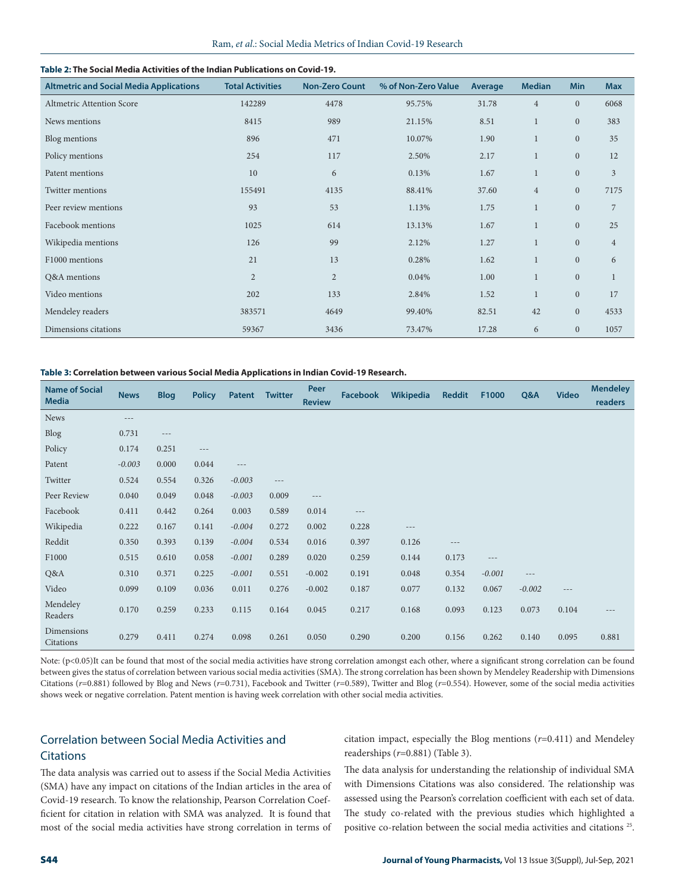**Table 2: The Social Media Activities of the Indian Publications on Covid-19.**

| Altmetric and Social Media Applications | Total Activities | Non-Zero Count | % of Non-Zero Value | Average | Median | Min | Max |
|---|---|---|---|---|---|---|---|
| Altmetric Attention Score | 142289 | 4478 | 95.75% | 31.78 | 4 | 0 | 6068 |
| News mentions | 8415 | 989 | 21.15% | 8.51 | 1 | 0 | 383 |
| Blog mentions | 896 | 471 | 10.07% | 1.90 | 1 | 0 | 35 |
| Policy mentions | 254 | 117 | 2.50% | 2.17 | 1 | 0 | 12 |
| Patent mentions | 10 | 6 | 0.13% | 1.67 | 1 | 0 | 3 |
| Twitter mentions | 155491 | 4135 | 88.41% | 37.60 | 4 | 0 | 7175 |
| Peer review mentions | 93 | 53 | 1.13% | 1.75 | 1 | 0 | 7 |
| Facebook mentions | 1025 | 614 | 13.13% | 1.67 | 1 | 0 | 25 |
| Wikipedia mentions | 126 | 99 | 2.12% | 1.27 | 1 | 0 | 4 |
| F1000 mentions | 21 | 13 | 0.28% | 1.62 | 1 | 0 | 6 |
| Q&A mentions | 2 | 2 | 0.04% | 1.00 | 1 | 0 | 1 |
| Video mentions | 202 | 133 | 2.84% | 1.52 | 1 | 0 | 17 |
| Mendeley readers | 383571 | 4649 | 99.40% | 82.51 | 42 | 0 | 4533 |
| Dimensions citations | 59367 | 3436 | 73.47% | 17.28 | 6 | 0 | 1057 |

**Table 3: Correlation between various Social Media Applications in Indian Covid-19 Research.**

| Name of Social Media | News | Blog | Policy | Patent | Twitter | Peer Review | Facebook | Wikipedia | Reddit | F1000 | Q&A | Video | Mendeley readers |
|---|---|---|---|---|---|---|---|---|---|---|---|---|---|
| News | --- | | | | | | | | | | | | |
| Blog | 0.731 | --- | | | | | | | | | | | |
| Policy | 0.174 | 0.251 | --- | | | | | | | | | | |
| Patent | *-0.003* | 0.000 | 0.044 | --- | | | | | | | | | |
| Twitter | 0.524 | 0.554 | 0.326 | *-0.003* | --- | | | | | | | | |
| Peer Review | 0.040 | 0.049 | 0.048 | *-0.003* | 0.009 | --- | | | | | | | |
| Facebook | 0.411 | 0.442 | 0.264 | 0.003 | 0.589 | 0.014 | --- | | | | | | |
| Wikipedia | 0.222 | 0.167 | 0.141 | *-0.004* | 0.272 | 0.002 | 0.228 | --- | | | | | |
| Reddit | 0.350 | 0.393 | 0.139 | *-0.004* | 0.534 | 0.016 | 0.397 | 0.126 | --- | | | | |
| F1000 | 0.515 | 0.610 | 0.058 | *-0.001* | 0.289 | 0.020 | 0.259 | 0.144 | 0.173 | --- | | | |
| Q&A | 0.310 | 0.371 | 0.225 | *-0.001* | 0.551 | -0.002 | 0.191 | 0.048 | 0.354 | *-0.001* | --- | | |
| Video | 0.099 | 0.109 | 0.036 | 0.011 | 0.276 | -0.002 | 0.187 | 0.077 | 0.132 | 0.067 | *-0.002* | --- | |
| Mendeley Readers | 0.170 | 0.259 | 0.233 | 0.115 | 0.164 | 0.045 | 0.217 | 0.168 | 0.093 | 0.123 | 0.073 | 0.104 | --- |
| Dimensions Citations | 0.279 | 0.411 | 0.274 | 0.098 | 0.261 | 0.050 | 0.290 | 0.200 | 0.156 | 0.262 | 0.140 | 0.095 | 0.881 |

Note: ($p<0.05$)It can be found that most of the social media activities have strong correlation amongst each other, where a significant strong correlation can be found between gives the status of correlation between various social media activities (SMA). The strong correlation has been shown by Mendeley Readership with Dimensions Citations (*r*=0.881) followed by Blog and News (*r*=0.731), Facebook and Twitter (*r*=0.589), Twitter and Blog (*r*=0.554). However, some of the social media activities shows week or negative correlation. Patent mention is having week correlation with other social media activities.

## Correlation between Social Media Activities and Citations

The data analysis was carried out to assess if the Social Media Activities (SMA) have any impact on citations of the Indian articles in the area of Covid-19 research. To know the relationship, Pearson Correlation Coefficient for citation in relation with SMA was analyzed. It is found that most of the social media activities have strong correlation in terms of citation impact, especially the Blog mentions (*r*=0.411) and Mendeley readerships (*r*=0.881) (Table 3).

The data analysis for understanding the relationship of individual SMA with Dimensions Citations was also considered. The relationship was assessed using the Pearson's correlation coefficient with each set of data. The study co-related with the previous studies which highlighted a positive co-relation between the social media activities and citations [25].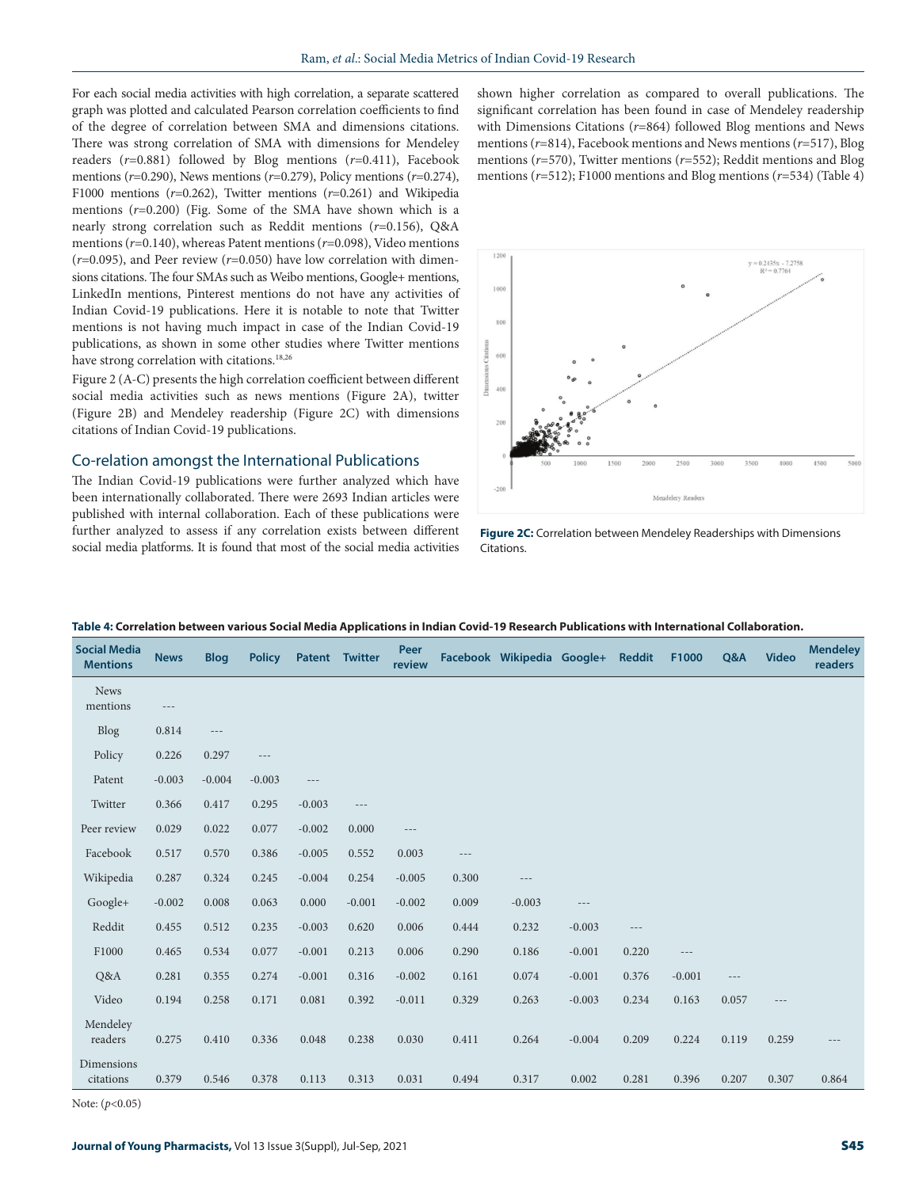For each social media activities with high correlation, a separate scattered graph was plotted and calculated Pearson correlation coefficients to find of the degree of correlation between SMA and dimensions citations. There was strong correlation of SMA with dimensions for Mendeley readers ($r$=0.881) followed by Blog mentions ($r$=0.411), Facebook mentions ($r$=0.290), News mentions ($r$=0.279), Policy mentions ($r$=0.274), F1000 mentions ($r$=0.262), Twitter mentions ($r$=0.261) and Wikipedia mentions ($r$=0.200) (Fig. Some of the SMA have shown which is a nearly strong correlation such as Reddit mentions ($r$=0.156), Q&A mentions ($r$=0.140), whereas Patent mentions ($r$=0.098), Video mentions ($r$=0.095), and Peer review ($r$=0.050) have low correlation with dimensions citations. The four SMAs such as Weibo mentions, Google+ mentions, LinkedIn mentions, Pinterest mentions do not have any activities of Indian Covid-19 publications. Here it is notable to note that Twitter mentions is not having much impact in case of the Indian Covid-19 publications, as shown in some other studies where Twitter mentions have strong correlation with citations.[18,26]

Figure 2 (A-C) presents the high correlation coefficient between different social media activities such as news mentions (Figure 2A), twitter (Figure 2B) and Mendeley readership (Figure 2C) with dimensions citations of Indian Covid-19 publications.

## Co-relation amongst the International Publications

The Indian Covid-19 publications were further analyzed which have been internationally collaborated. There were 2693 Indian articles were published with internal collaboration. Each of these publications were further analyzed to assess if any correlation exists between different social media platforms. It is found that most of the social media activities shown higher correlation as compared to overall publications. The significant correlation has been found in case of Mendeley readership with Dimensions Citations ($r$=864) followed Blog mentions and News mentions ($r$=814), Facebook mentions and News mentions ($r$=517), Blog mentions ($r$=570), Twitter mentions ($r$=552); Reddit mentions and Blog mentions ($r$=512); F1000 mentions and Blog mentions ($r$=534) (Table 4)

**Figure 2C:** Correlation between Mendeley Readerships with Dimensions Citations.

**Table 4: Correlation between various Social Media Applications in Indian Covid-19 Research Publications with International Collaboration.**

| Social Media Mentions | News | Blog | Policy | Patent | Twitter | Peer review | Facebook | Wikipedia | Google+ | Reddit | F1000 | Q&A | Video | Mendeley readers |
|---|---|---|---|---|---|---|---|---|---|---|---|---|---|---|
| News mentions | --- | | | | | | | | | | | | | |
| Blog | 0.814 | --- | | | | | | | | | | | | |
| Policy | 0.226 | 0.297 | --- | | | | | | | | | | | |
| Patent | -0.003 | -0.004 | -0.003 | --- | | | | | | | | | | |
| Twitter | 0.366 | 0.417 | 0.295 | -0.003 | --- | | | | | | | | | |
| Peer review | 0.029 | 0.022 | 0.077 | -0.002 | 0.000 | --- | | | | | | | | |
| Facebook | 0.517 | 0.570 | 0.386 | -0.005 | 0.552 | 0.003 | --- | | | | | | | |
| Wikipedia | 0.287 | 0.324 | 0.245 | -0.004 | 0.254 | -0.005 | 0.300 | --- | | | | | | |
| Google+ | -0.002 | 0.008 | 0.063 | 0.000 | -0.001 | -0.002 | 0.009 | -0.003 | --- | | | | | |
| Reddit | 0.455 | 0.512 | 0.235 | -0.003 | 0.620 | 0.006 | 0.444 | 0.232 | -0.003 | --- | | | | |
| F1000 | 0.465 | 0.534 | 0.077 | -0.001 | 0.213 | 0.006 | 0.290 | 0.186 | -0.001 | 0.220 | --- | | | |
| Q&A | 0.281 | 0.355 | 0.274 | -0.001 | 0.316 | -0.002 | 0.161 | 0.074 | -0.001 | 0.376 | -0.001 | --- | | |
| Video | 0.194 | 0.258 | 0.171 | 0.081 | 0.392 | -0.011 | 0.329 | 0.263 | -0.003 | 0.234 | 0.163 | 0.057 | --- | |
| Mendeley readers | 0.275 | 0.410 | 0.336 | 0.048 | 0.238 | 0.030 | 0.411 | 0.264 | -0.004 | 0.209 | 0.224 | 0.119 | 0.259 | --- |
| Dimensions citations | 0.379 | 0.546 | 0.378 | 0.113 | 0.313 | 0.031 | 0.494 | 0.317 | 0.002 | 0.281 | 0.396 | 0.207 | 0.307 | 0.864 |

Note: ($p<0.05$)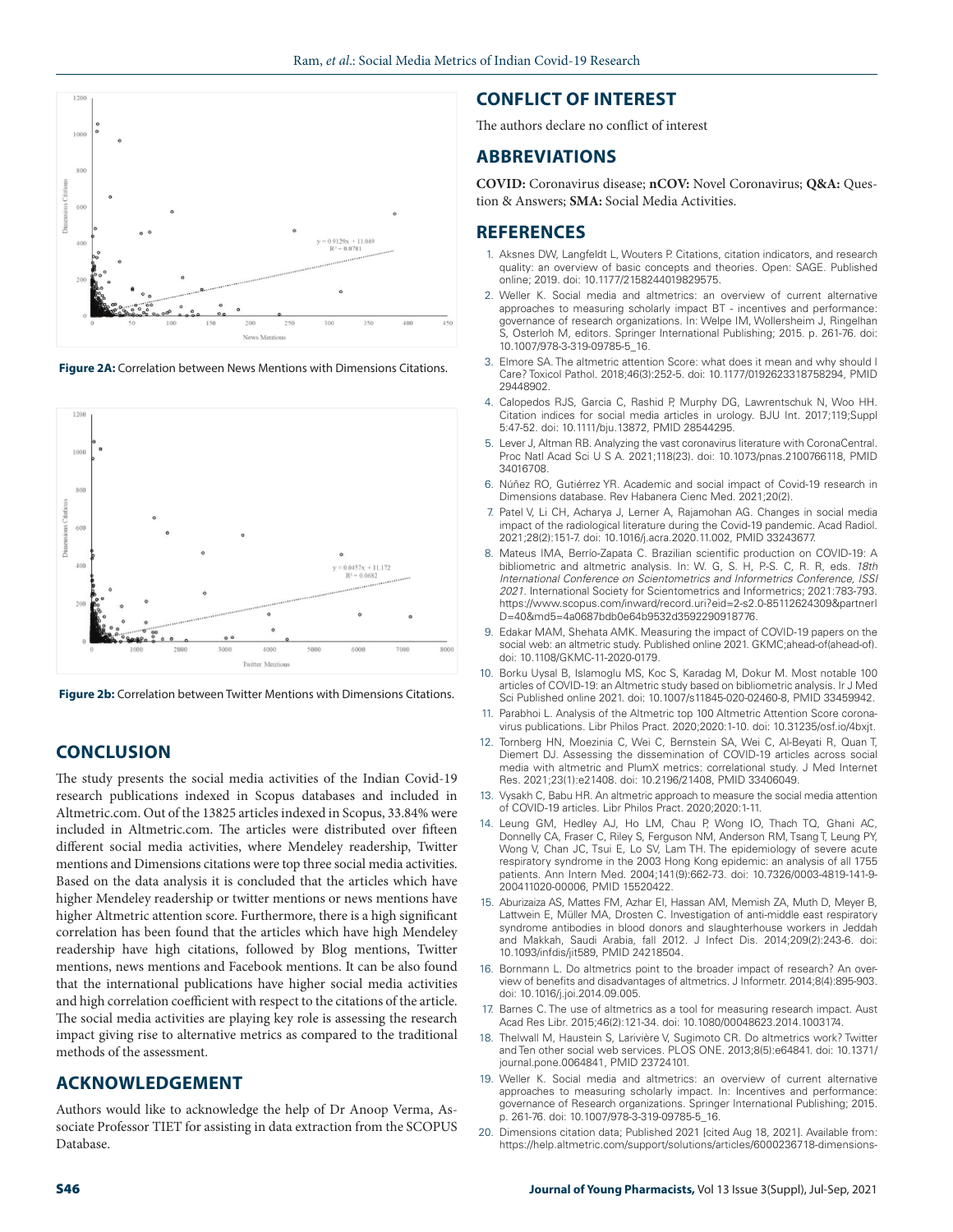Figure 2A: Correlation between News Mentions with Dimensions Citations.

Figure 2b: Correlation between Twitter Mentions with Dimensions Citations.

## CONCLUSION

The study presents the social media activities of the Indian Covid-19 research publications indexed in Scopus databases and included in Altmetric.com. Out of the 13825 articles indexed in Scopus, 33.84% were included in Altmetric.com. The articles were distributed over fifteen different social media activities, where Mendeley readership, Twitter mentions and Dimensions citations were top three social media activities. Based on the data analysis it is concluded that the articles which have higher Mendeley readership or twitter mentions or news mentions have higher Altmetric attention score. Furthermore, there is a high significant correlation has been found that the articles which have high Mendeley readership have high citations, followed by Blog mentions, Twitter mentions, news mentions and Facebook mentions. It can be also found that the international publications have higher social media activities and high correlation coefficient with respect to the citations of the article. The social media activities are playing key role is assessing the research impact giving rise to alternative metrics as compared to the traditional methods of the assessment.

## ACKNOWLEDGEMENT

Authors would like to acknowledge the help of Dr Anoop Verma, Associate Professor TIET for assisting in data extraction from the SCOPUS Database.

## CONFLICT OF INTEREST

The authors declare no conflict of interest

## ABBREVIATIONS

**COVID:** Coronavirus disease; **nCOV:** Novel Coronavirus; **Q&A:** Question & Answers; **SMA:** Social Media Activities.

## REFERENCES

1. Aksnes DW, Langfeldt L, Wouters P. Citations, citation indicators, and research quality: an overview of basic concepts and theories. Open: SAGE. Published online; 2019. doi: 10.1177/2158244019829575.
2. Weller K. Social media and altmetrics: an overview of current alternative approaches to measuring scholarly impact BT - incentives and performance: governance of research organizations. In: Welpe IM, Wollersheim J, Ringelhan S, Osterloh M, editors. Springer International Publishing; 2015. p. 261-76. doi: 10.1007/978-3-319-09785-5_16.
3. Elmore SA. The altmetric attention Score: what does it mean and why should I Care? Toxicol Pathol. 2018;46(3):252-5. doi: 10.1177/0192623318758294, PMID 29448902.
4. Calopedos RJS, Garcia C, Rashid P, Murphy DG, Lawrentschuk N, Woo HH. Citation indices for social media articles in urology. BJU Int. 2017;119;Suppl 5:47-52. doi: 10.1111/bju.13872, PMID 28544295.
5. Lever J, Altman RB. Analyzing the vast coronavirus literature with CoronaCentral. Proc Natl Acad Sci U S A. 2021;118(23). doi: 10.1073/pnas.2100766118, PMID 34016708.
6. Núñez RO, Gutiérrez YR. Academic and social impact of Covid-19 research in Dimensions database. Rev Habanera Cienc Med. 2021;20(2).
7. Patel V, Li CH, Acharya J, Lerner A, Rajamohan AG. Changes in social media impact of the radiological literature during the Covid-19 pandemic. Acad Radiol. 2021;28(2):151-7. doi: 10.1016/j.acra.2020.11.002, PMID 33243677.
8. Mateus IMA, Berrío-Zapata C. Brazilian scientific production on COVID-19: A bibliometric and altmetric analysis. In: W. G, S. H, P.-S. C, R. R, eds. *18th International Conference on Scientometrics and Informetrics Conference, ISSI 2021*. International Society for Scientometrics and Informetrics; 2021:783-793. https://www.scopus.com/inward/record.uri?eid=2-s2.0-85112624309&partnerID=40&md5=4a0687bdb0e64b9532d3592290918776.
9. Edakar MAM, Shehata AMK. Measuring the impact of COVID-19 papers on the social web: an altmetric study. Published online 2021. GKMC;ahead-of(ahead-of). doi: 10.1108/GKMC-11-2020-0179.
10. Borku Uysal B, Islamoglu MS, Koc S, Karadag M, Dokur M. Most notable 100 articles of COVID-19: an Altmetric study based on bibliometric analysis. Ir J Med Sci Published online 2021. doi: 10.1007/s11845-020-02460-8, PMID 33459942.
11. Parabhoi L. Analysis of the Altmetric top 100 Altmetric Attention Score coronavirus publications. Libr Philos Pract. 2020;2020:1-10. doi: 10.31235/osf.io/4bxjt.
12. Tornberg HN, Moezinia C, Wei C, Bernstein SA, Wei C, Al-Beyati R, Quan T, Diemert DJ. Assessing the dissemination of COVID-19 articles across social media with altmetric and PlumX metrics: correlational study. J Med Internet Res. 2021;23(1):e21408. doi: 10.2196/21408, PMID 33406049.
13. Vysakh C, Babu HR. An altmetric approach to measure the social media attention of COVID-19 articles. Libr Philos Pract. 2020;2020:1-11.
14. Leung GM, Hedley AJ, Ho LM, Chau P, Wong IO, Thach TQ, Ghani AC, Donnelly CA, Fraser C, Riley S, Ferguson NM, Anderson RM, Tsang T, Leung PY, Wong V, Chan JC, Tsui E, Lo SV, Lam TH. The epidemiology of severe acute respiratory syndrome in the 2003 Hong Kong epidemic: an analysis of all 1755 patients. Ann Intern Med. 2004;141(9):662-73. doi: 10.7326/0003-4819-141-9-200411020-00006, PMID 15520422.
15. Aburizaiza AS, Mattes FM, Azhar EI, Hassan AM, Memish ZA, Muth D, Meyer B, Lattwein E, Müller MA, Drosten C. Investigation of anti-middle east respiratory syndrome antibodies in blood donors and slaughterhouse workers in Jeddah and Makkah, Saudi Arabia, fall 2012. J Infect Dis. 2014;209(2):243-6. doi: 10.1093/infdis/jit589, PMID 24218504.
16. Bornmann L. Do altmetrics point to the broader impact of research? An overview of benefits and disadvantages of altmetrics. J Informetr. 2014;8(4):895-903. doi: 10.1016/j.joi.2014.09.005.
17. Barnes C. The use of altmetrics as a tool for measuring research impact. Aust Acad Res Libr. 2015;46(2):121-34. doi: 10.1080/00048623.2014.1003174.
18. Thelwall M, Haustein S, Larivière V, Sugimoto CR. Do altmetrics work? Twitter and Ten other social web services. PLOS ONE. 2013;8(5):e64841. doi: 10.1371/journal.pone.0064841, PMID 23724101.
19. Weller K. Social media and altmetrics: an overview of current alternative approaches to measuring scholarly impact. In: Incentives and performance: governance of Research organizations. Springer International Publishing; 2015. p. 261-76. doi: 10.1007/978-3-319-09785-5_16.
20. Dimensions citation data; Published 2021 [cited Aug 18, 2021]. Available from: https://help.altmetric.com/support/solutions/articles/6000236718-dimensions-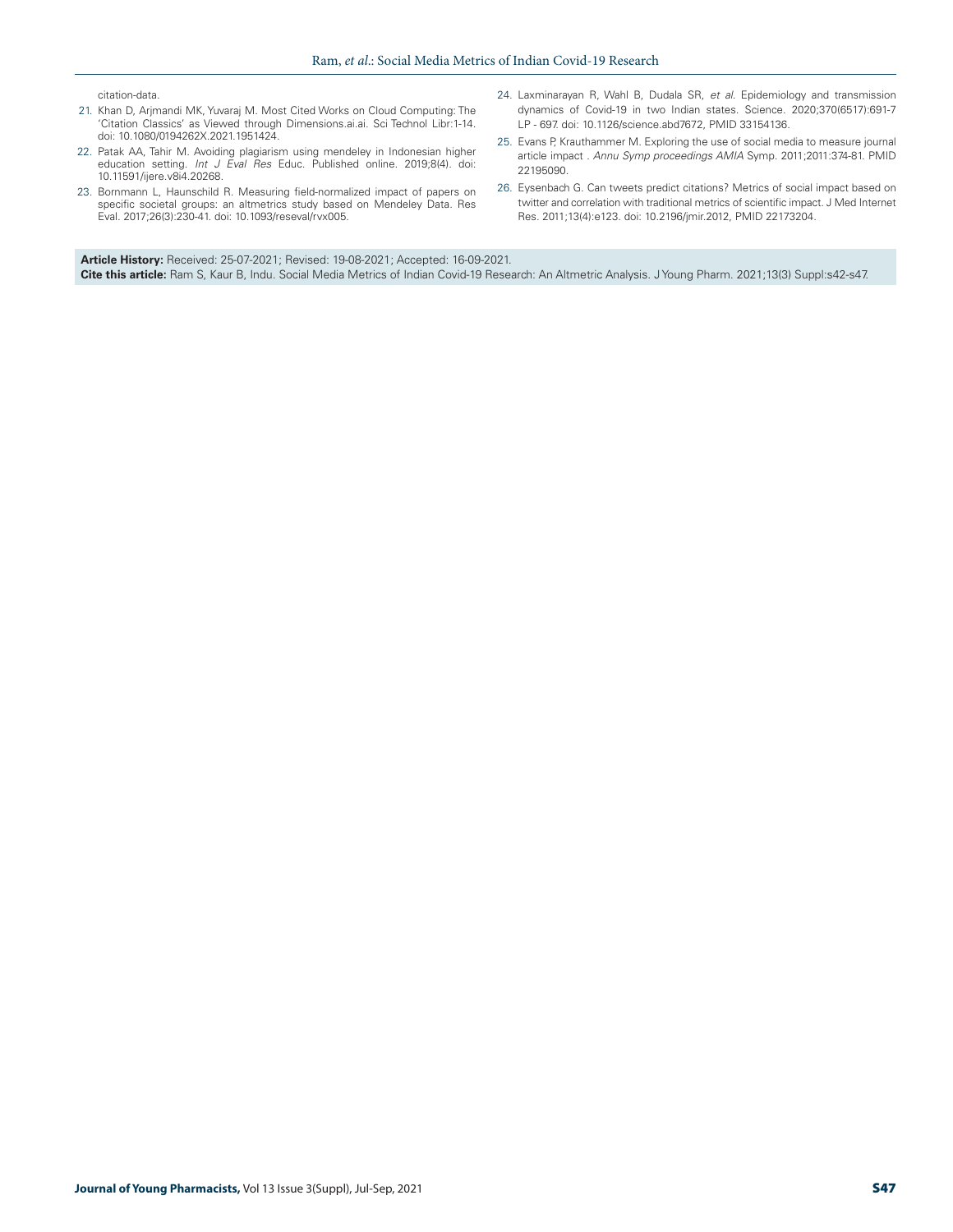citation-data.

21. Khan D, Arjmandi MK, Yuvaraj M. Most Cited Works on Cloud Computing: The 'Citation Classics' as Viewed through Dimensions.ai.ai. Sci Technol Libr:1-14. doi: 10.1080/0194262X.2021.1951424.
22. Patak AA, Tahir M. Avoiding plagiarism using mendeley in Indonesian higher education setting. *Int J Eval Res* Educ. Published online. 2019;8(4). doi: 10.11591/ijere.v8i4.20268.
23. Bornmann L, Haunschild R. Measuring field-normalized impact of papers on specific societal groups: an altmetrics study based on Mendeley Data. Res Eval. 2017;26(3):230-41. doi: 10.1093/reseval/rvx005.
24. Laxminarayan R, Wahl B, Dudala SR, *et al*. Epidemiology and transmission dynamics of Covid-19 in two Indian states. Science. 2020;370(6517):691-7 LP - 697. doi: 10.1126/science.abd7672, PMID 33154136.
25. Evans P, Krauthammer M. Exploring the use of social media to measure journal article impact . *Annu Symp proceedings AMIA* Symp. 2011;2011:374-81. PMID 22195090.
26. Eysenbach G. Can tweets predict citations? Metrics of social impact based on twitter and correlation with traditional metrics of scientific impact. J Med Internet Res. 2011;13(4):e123. doi: 10.2196/jmir.2012, PMID 22173204.

**Article History:** Received: 25-07-2021; Revised: 19-08-2021; Accepted: 16-09-2021.

**Cite this article:** Ram S, Kaur B, Indu. Social Media Metrics of Indian Covid-19 Research: An Altmetric Analysis. J Young Pharm. 2021;13(3) Suppl:s42-s47.